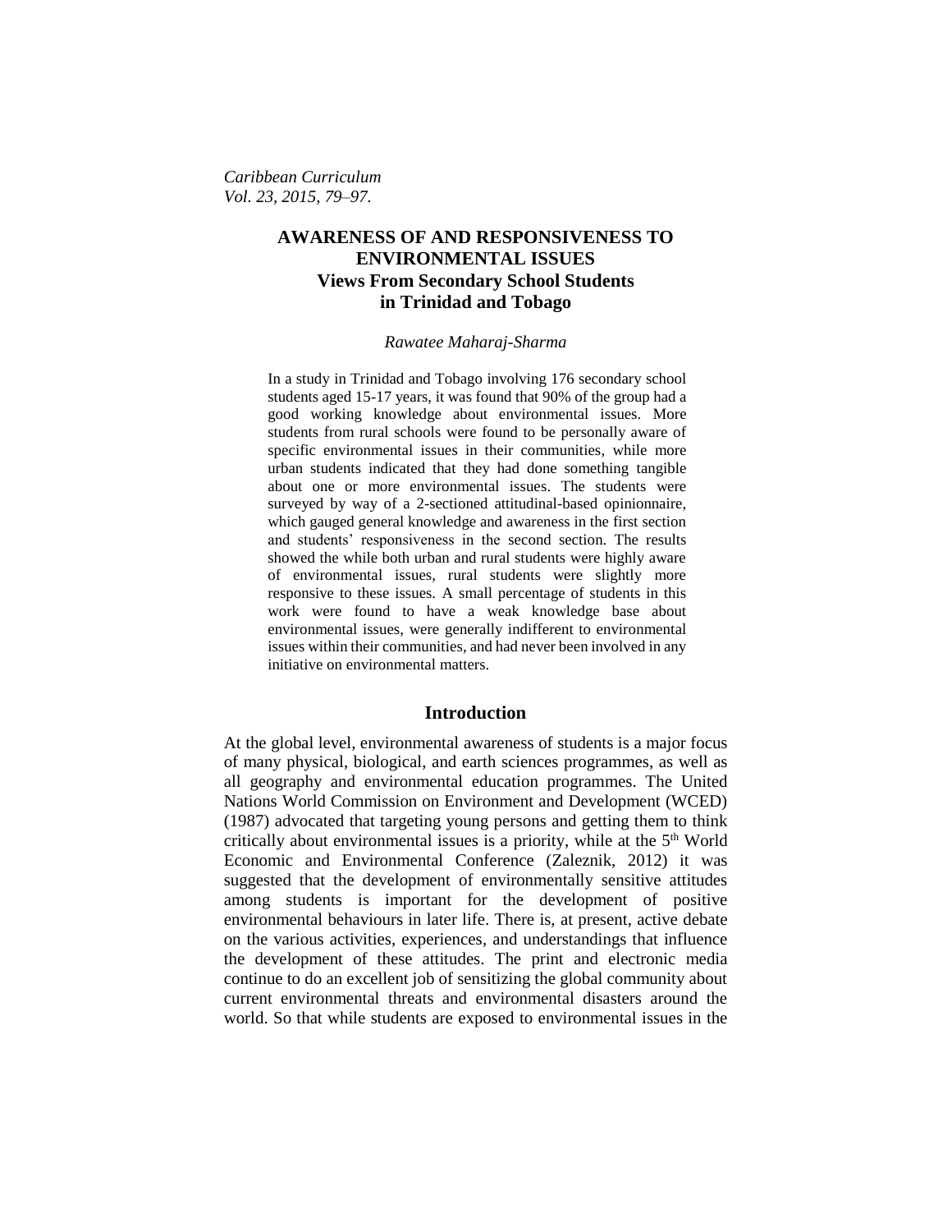# AWARENESS OF AND RESPONSIVENESS TO ENVIRONMENTAL ISSUES

## Views From Secondary School Students in Trinidad and Tobago

*Rawatee Maharaj-Sharma*

In a study in Trinidad and Tobago involving 176 secondary school students aged 15-17 years, it was found that 90% of the group had a good working knowledge about environmental issues. More students from rural schools were found to be personally aware of specific environmental issues in their communities, while more urban students indicated that they had done something tangible about one or more environmental issues. The students were surveyed by way of a 2-sectioned attitudinal-based opinionnaire, which gauged general knowledge and awareness in the first section and students' responsiveness in the second section. The results showed the while both urban and rural students were highly aware of environmental issues, rural students were slightly more responsive to these issues. A small percentage of students in this work were found to have a weak knowledge base about environmental issues, were generally indifferent to environmental issues within their communities, and had never been involved in any initiative on environmental matters.

## Introduction

At the global level, environmental awareness of students is a major focus of many physical, biological, and earth sciences programmes, as well as all geography and environmental education programmes. The United Nations World Commission on Environment and Development (WCED) (1987) advocated that targeting young persons and getting them to think critically about environmental issues is a priority, while at the 5th World Economic and Environmental Conference (Zaleznik, 2012) it was suggested that the development of environmentally sensitive attitudes among students is important for the development of positive environmental behaviours in later life. There is, at present, active debate on the various activities, experiences, and understandings that influence the development of these attitudes. The print and electronic media continue to do an excellent job of sensitizing the global community about current environmental threats and environmental disasters around the world. So that while students are exposed to environmental issues in the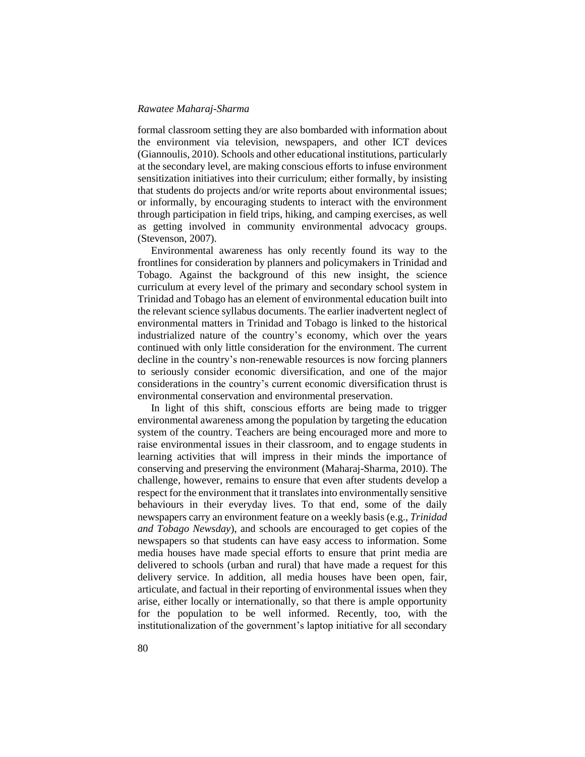formal classroom setting they are also bombarded with information about the environment via television, newspapers, and other ICT devices (Giannoulis, 2010). Schools and other educational institutions, particularly at the secondary level, are making conscious efforts to infuse environment sensitization initiatives into their curriculum; either formally, by insisting that students do projects and/or write reports about environmental issues; or informally, by encouraging students to interact with the environment through participation in field trips, hiking, and camping exercises, as well as getting involved in community environmental advocacy groups. (Stevenson, 2007).

Environmental awareness has only recently found its way to the frontlines for consideration by planners and policymakers in Trinidad and Tobago. Against the background of this new insight, the science curriculum at every level of the primary and secondary school system in Trinidad and Tobago has an element of environmental education built into the relevant science syllabus documents. The earlier inadvertent neglect of environmental matters in Trinidad and Tobago is linked to the historical industrialized nature of the country's economy, which over the years continued with only little consideration for the environment. The current decline in the country's non-renewable resources is now forcing planners to seriously consider economic diversification, and one of the major considerations in the country's current economic diversification thrust is environmental conservation and environmental preservation.

In light of this shift, conscious efforts are being made to trigger environmental awareness among the population by targeting the education system of the country. Teachers are being encouraged more and more to raise environmental issues in their classroom, and to engage students in learning activities that will impress in their minds the importance of conserving and preserving the environment (Maharaj-Sharma, 2010). The challenge, however, remains to ensure that even after students develop a respect for the environment that it translates into environmentally sensitive behaviours in their everyday lives. To that end, some of the daily newspapers carry an environment feature on a weekly basis (e.g., *Trinidad and Tobago Newsday*), and schools are encouraged to get copies of the newspapers so that students can have easy access to information. Some media houses have made special efforts to ensure that print media are delivered to schools (urban and rural) that have made a request for this delivery service. In addition, all media houses have been open, fair, articulate, and factual in their reporting of environmental issues when they arise, either locally or internationally, so that there is ample opportunity for the population to be well informed. Recently, too, with the institutionalization of the government's laptop initiative for all secondary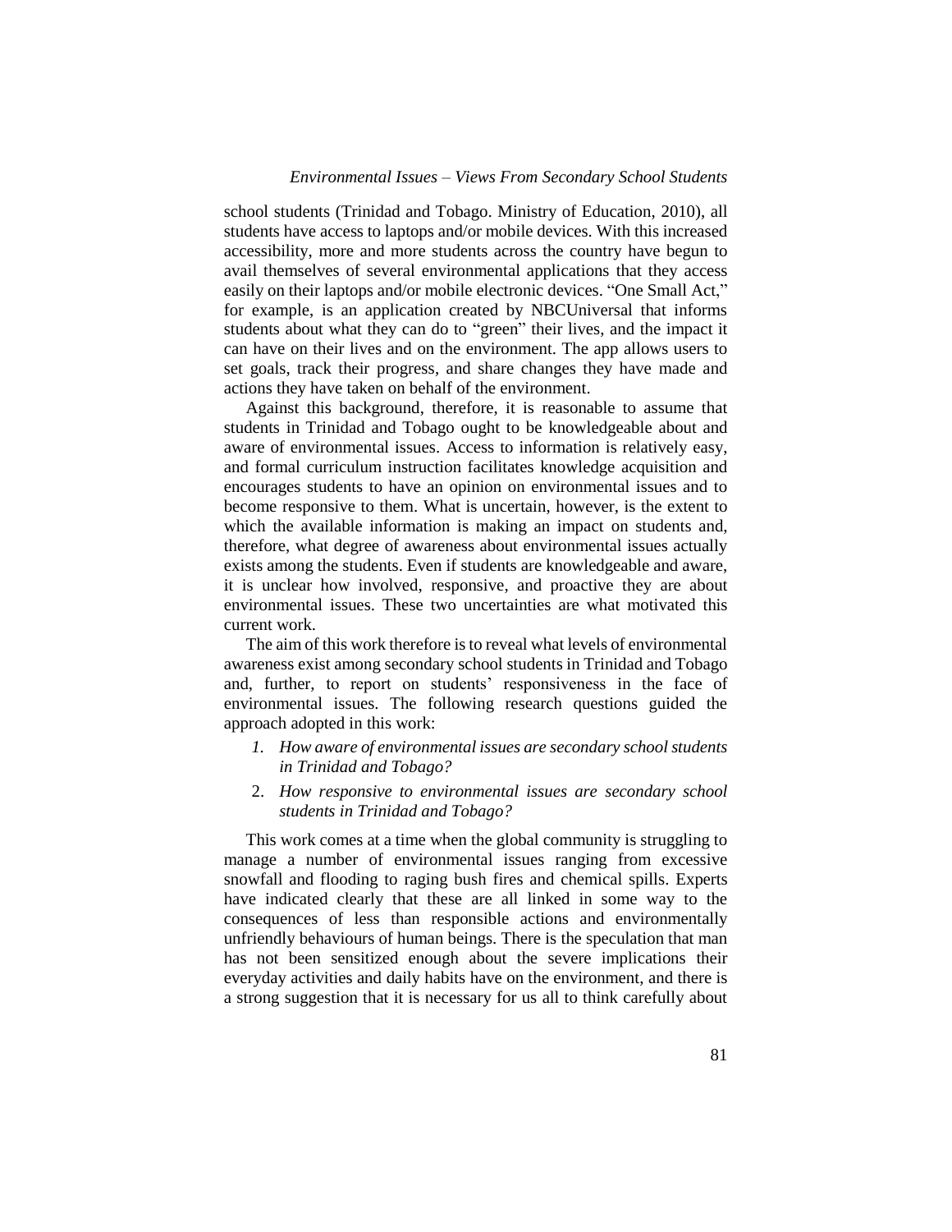school students (Trinidad and Tobago. Ministry of Education, 2010), all students have access to laptops and/or mobile devices. With this increased accessibility, more and more students across the country have begun to avail themselves of several environmental applications that they access easily on their laptops and/or mobile electronic devices. "One Small Act," for example, is an application created by NBCUniversal that informs students about what they can do to "green" their lives, and the impact it can have on their lives and on the environment. The app allows users to set goals, track their progress, and share changes they have made and actions they have taken on behalf of the environment.

Against this background, therefore, it is reasonable to assume that students in Trinidad and Tobago ought to be knowledgeable about and aware of environmental issues. Access to information is relatively easy, and formal curriculum instruction facilitates knowledge acquisition and encourages students to have an opinion on environmental issues and to become responsive to them. What is uncertain, however, is the extent to which the available information is making an impact on students and, therefore, what degree of awareness about environmental issues actually exists among the students. Even if students are knowledgeable and aware, it is unclear how involved, responsive, and proactive they are about environmental issues. These two uncertainties are what motivated this current work.

The aim of this work therefore is to reveal what levels of environmental awareness exist among secondary school students in Trinidad and Tobago and, further, to report on students' responsiveness in the face of environmental issues. The following research questions guided the approach adopted in this work:

1. *How aware of environmental issues are secondary school students in Trinidad and Tobago?*
2. *How responsive to environmental issues are secondary school students in Trinidad and Tobago?*

This work comes at a time when the global community is struggling to manage a number of environmental issues ranging from excessive snowfall and flooding to raging bush fires and chemical spills. Experts have indicated clearly that these are all linked in some way to the consequences of less than responsible actions and environmentally unfriendly behaviours of human beings. There is the speculation that man has not been sensitized enough about the severe implications their everyday activities and daily habits have on the environment, and there is a strong suggestion that it is necessary for us all to think carefully about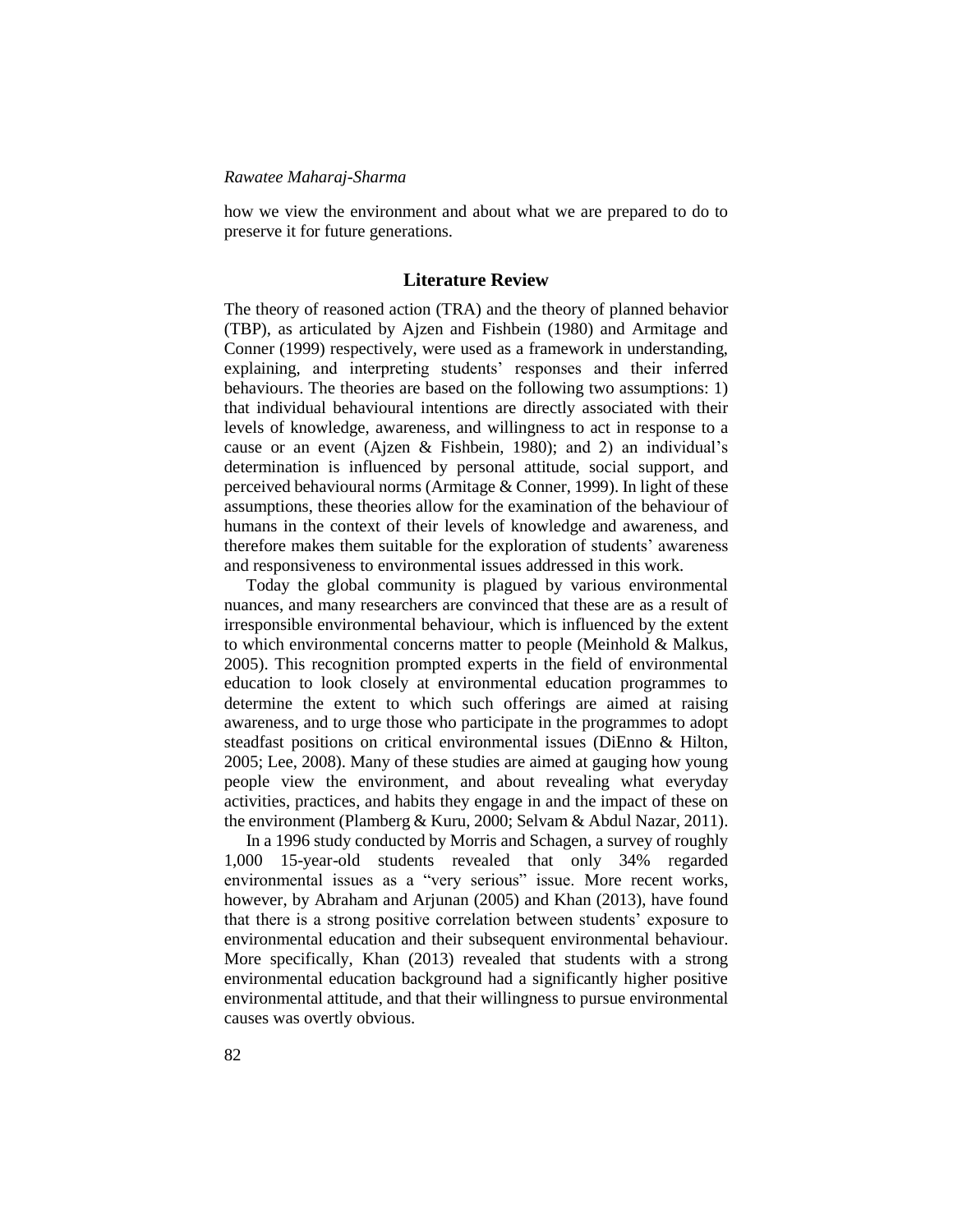how we view the environment and about what we are prepared to do to preserve it for future generations.

## Literature Review

The theory of reasoned action (TRA) and the theory of planned behavior (TBP), as articulated by Ajzen and Fishbein (1980) and Armitage and Conner (1999) respectively, were used as a framework in understanding, explaining, and interpreting students' responses and their inferred behaviours. The theories are based on the following two assumptions: 1) that individual behavioural intentions are directly associated with their levels of knowledge, awareness, and willingness to act in response to a cause or an event (Ajzen & Fishbein, 1980); and 2) an individual's determination is influenced by personal attitude, social support, and perceived behavioural norms (Armitage & Conner, 1999). In light of these assumptions, these theories allow for the examination of the behaviour of humans in the context of their levels of knowledge and awareness, and therefore makes them suitable for the exploration of students' awareness and responsiveness to environmental issues addressed in this work.

Today the global community is plagued by various environmental nuances, and many researchers are convinced that these are as a result of irresponsible environmental behaviour, which is influenced by the extent to which environmental concerns matter to people (Meinhold & Malkus, 2005). This recognition prompted experts in the field of environmental education to look closely at environmental education programmes to determine the extent to which such offerings are aimed at raising awareness, and to urge those who participate in the programmes to adopt steadfast positions on critical environmental issues (DiEnno & Hilton, 2005; Lee, 2008). Many of these studies are aimed at gauging how young people view the environment, and about revealing what everyday activities, practices, and habits they engage in and the impact of these on the environment (Plamberg & Kuru, 2000; Selvam & Abdul Nazar, 2011).

In a 1996 study conducted by Morris and Schagen, a survey of roughly 1,000 15-year-old students revealed that only 34% regarded environmental issues as a "very serious" issue. More recent works, however, by Abraham and Arjunan (2005) and Khan (2013), have found that there is a strong positive correlation between students' exposure to environmental education and their subsequent environmental behaviour. More specifically, Khan (2013) revealed that students with a strong environmental education background had a significantly higher positive environmental attitude, and that their willingness to pursue environmental causes was overtly obvious.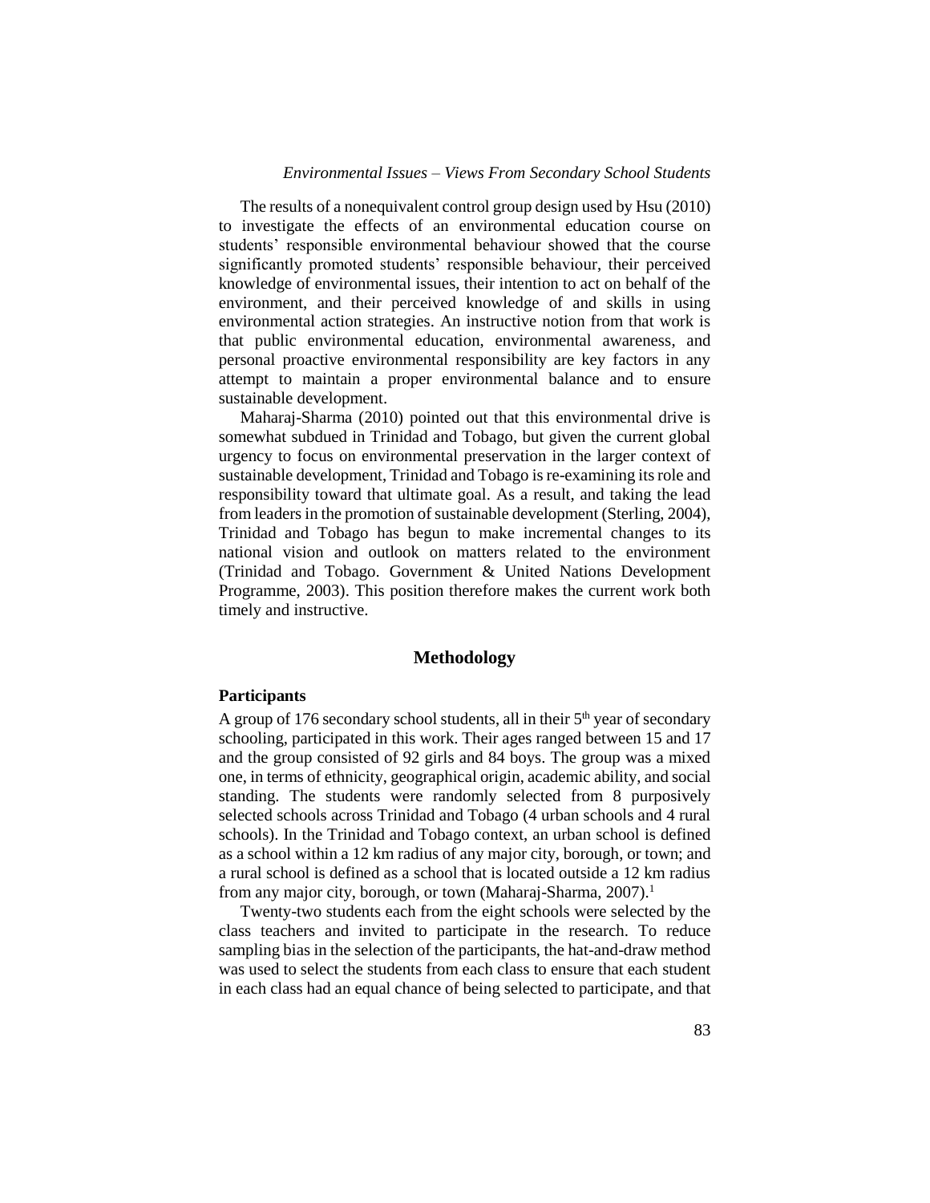The results of a nonequivalent control group design used by Hsu (2010) to investigate the effects of an environmental education course on students' responsible environmental behaviour showed that the course significantly promoted students' responsible behaviour, their perceived knowledge of environmental issues, their intention to act on behalf of the environment, and their perceived knowledge of and skills in using environmental action strategies. An instructive notion from that work is that public environmental education, environmental awareness, and personal proactive environmental responsibility are key factors in any attempt to maintain a proper environmental balance and to ensure sustainable development.

Maharaj-Sharma (2010) pointed out that this environmental drive is somewhat subdued in Trinidad and Tobago, but given the current global urgency to focus on environmental preservation in the larger context of sustainable development, Trinidad and Tobago is re-examining its role and responsibility toward that ultimate goal. As a result, and taking the lead from leaders in the promotion of sustainable development (Sterling, 2004), Trinidad and Tobago has begun to make incremental changes to its national vision and outlook on matters related to the environment (Trinidad and Tobago. Government & United Nations Development Programme, 2003). This position therefore makes the current work both timely and instructive.

## Methodology

### Participants

A group of 176 secondary school students, all in their 5th year of secondary schooling, participated in this work. Their ages ranged between 15 and 17 and the group consisted of 92 girls and 84 boys. The group was a mixed one, in terms of ethnicity, geographical origin, academic ability, and social standing. The students were randomly selected from 8 purposively selected schools across Trinidad and Tobago (4 urban schools and 4 rural schools). In the Trinidad and Tobago context, an urban school is defined as a school within a 12 km radius of any major city, borough, or town; and a rural school is defined as a school that is located outside a 12 km radius from any major city, borough, or town (Maharaj-Sharma, 2007).[1]

Twenty-two students each from the eight schools were selected by the class teachers and invited to participate in the research. To reduce sampling bias in the selection of the participants, the hat-and-draw method was used to select the students from each class to ensure that each student in each class had an equal chance of being selected to participate, and that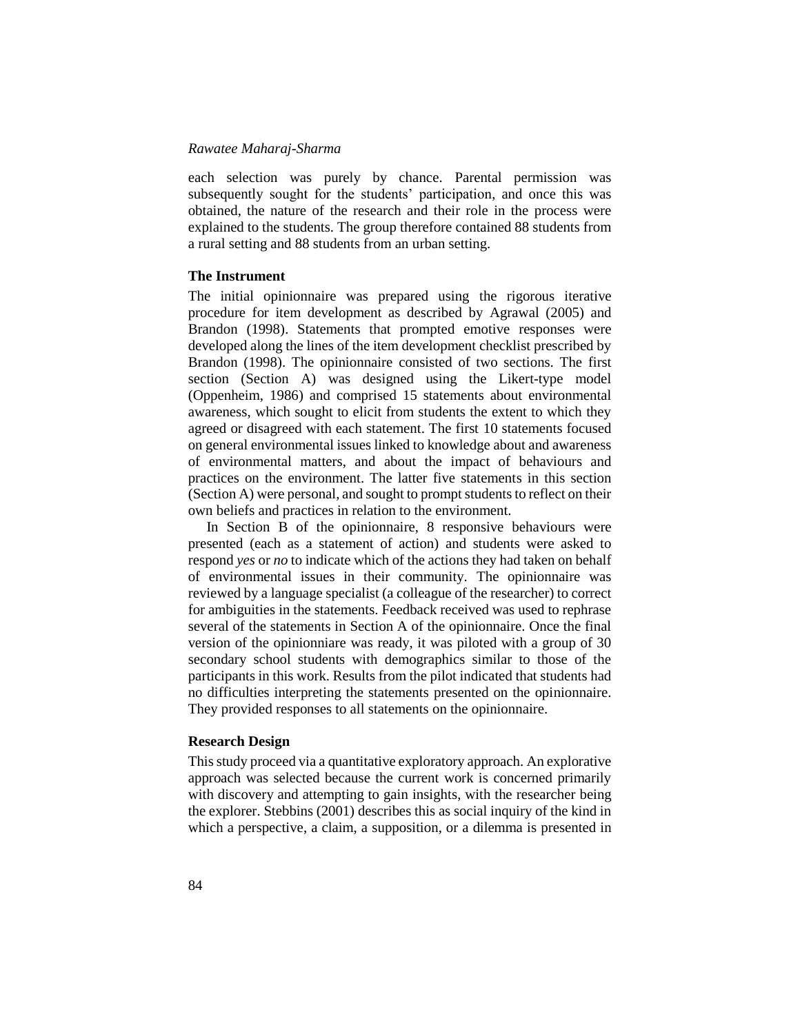each selection was purely by chance. Parental permission was subsequently sought for the students' participation, and once this was obtained, the nature of the research and their role in the process were explained to the students. The group therefore contained 88 students from a rural setting and 88 students from an urban setting.

### The Instrument

The initial opinionnaire was prepared using the rigorous iterative procedure for item development as described by Agrawal (2005) and Brandon (1998). Statements that prompted emotive responses were developed along the lines of the item development checklist prescribed by Brandon (1998). The opinionnaire consisted of two sections. The first section (Section A) was designed using the Likert-type model (Oppenheim, 1986) and comprised 15 statements about environmental awareness, which sought to elicit from students the extent to which they agreed or disagreed with each statement. The first 10 statements focused on general environmental issues linked to knowledge about and awareness of environmental matters, and about the impact of behaviours and practices on the environment. The latter five statements in this section (Section A) were personal, and sought to prompt students to reflect on their own beliefs and practices in relation to the environment.

In Section B of the opinionnaire, 8 responsive behaviours were presented (each as a statement of action) and students were asked to respond *yes* or *no* to indicate which of the actions they had taken on behalf of environmental issues in their community. The opinionnaire was reviewed by a language specialist (a colleague of the researcher) to correct for ambiguities in the statements. Feedback received was used to rephrase several of the statements in Section A of the opinionnaire. Once the final version of the opinionniare was ready, it was piloted with a group of 30 secondary school students with demographics similar to those of the participants in this work. Results from the pilot indicated that students had no difficulties interpreting the statements presented on the opinionnaire. They provided responses to all statements on the opinionnaire.

### Research Design

This study proceed via a quantitative exploratory approach. An explorative approach was selected because the current work is concerned primarily with discovery and attempting to gain insights, with the researcher being the explorer. Stebbins (2001) describes this as social inquiry of the kind in which a perspective, a claim, a supposition, or a dilemma is presented in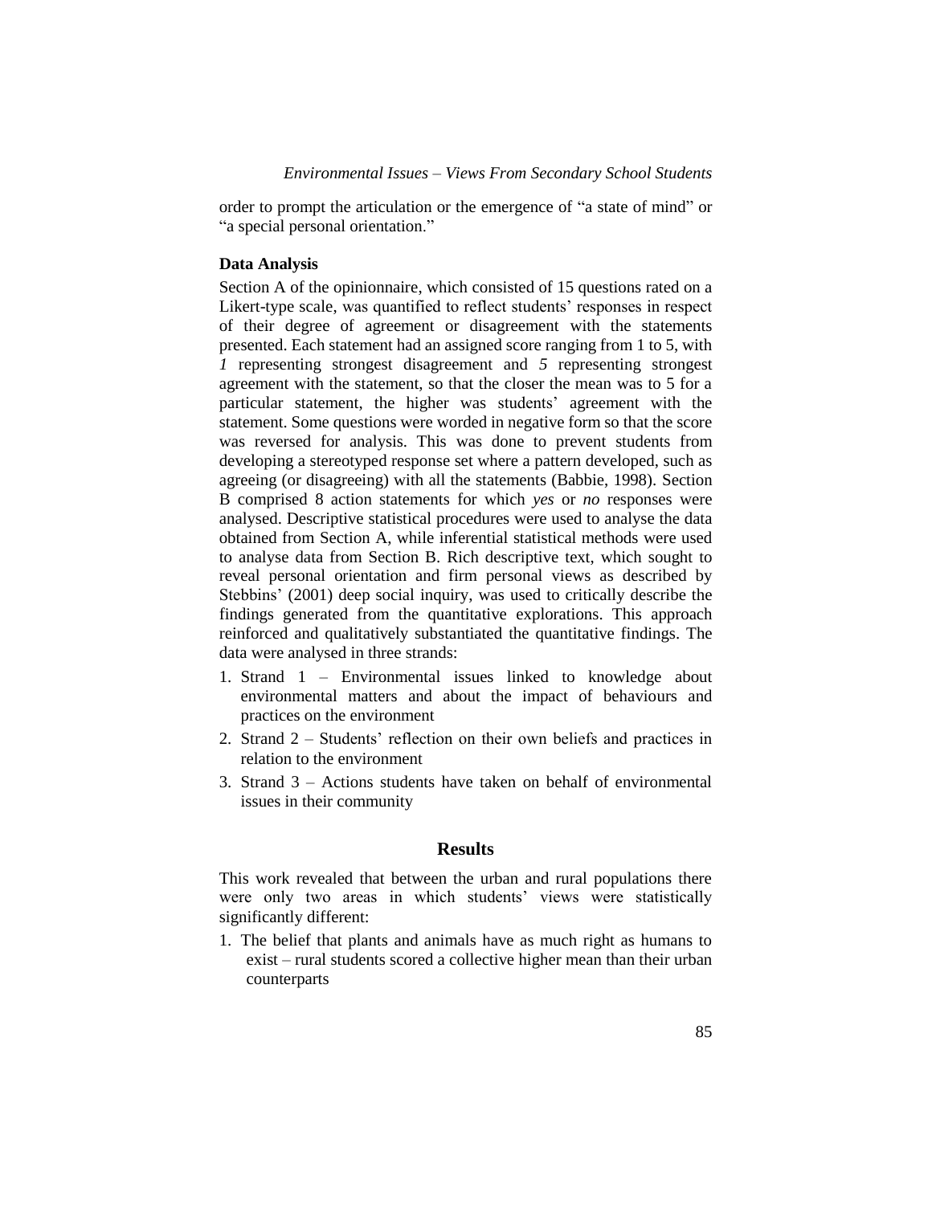order to prompt the articulation or the emergence of "a state of mind" or "a special personal orientation."

### Data Analysis

Section A of the opinionnaire, which consisted of 15 questions rated on a Likert-type scale, was quantified to reflect students' responses in respect of their degree of agreement or disagreement with the statements presented. Each statement had an assigned score ranging from 1 to 5, with *1* representing strongest disagreement and *5* representing strongest agreement with the statement, so that the closer the mean was to 5 for a particular statement, the higher was students' agreement with the statement. Some questions were worded in negative form so that the score was reversed for analysis. This was done to prevent students from developing a stereotyped response set where a pattern developed, such as agreeing (or disagreeing) with all the statements (Babbie, 1998). Section B comprised 8 action statements for which *yes* or *no* responses were analysed. Descriptive statistical procedures were used to analyse the data obtained from Section A, while inferential statistical methods were used to analyse data from Section B. Rich descriptive text, which sought to reveal personal orientation and firm personal views as described by Stebbins' (2001) deep social inquiry, was used to critically describe the findings generated from the quantitative explorations. This approach reinforced and qualitatively substantiated the quantitative findings. The data were analysed in three strands:

1. Strand 1 – Environmental issues linked to knowledge about environmental matters and about the impact of behaviours and practices on the environment
2. Strand 2 – Students' reflection on their own beliefs and practices in relation to the environment
3. Strand 3 – Actions students have taken on behalf of environmental issues in their community

## Results

This work revealed that between the urban and rural populations there were only two areas in which students' views were statistically significantly different:

1. The belief that plants and animals have as much right as humans to exist – rural students scored a collective higher mean than their urban counterparts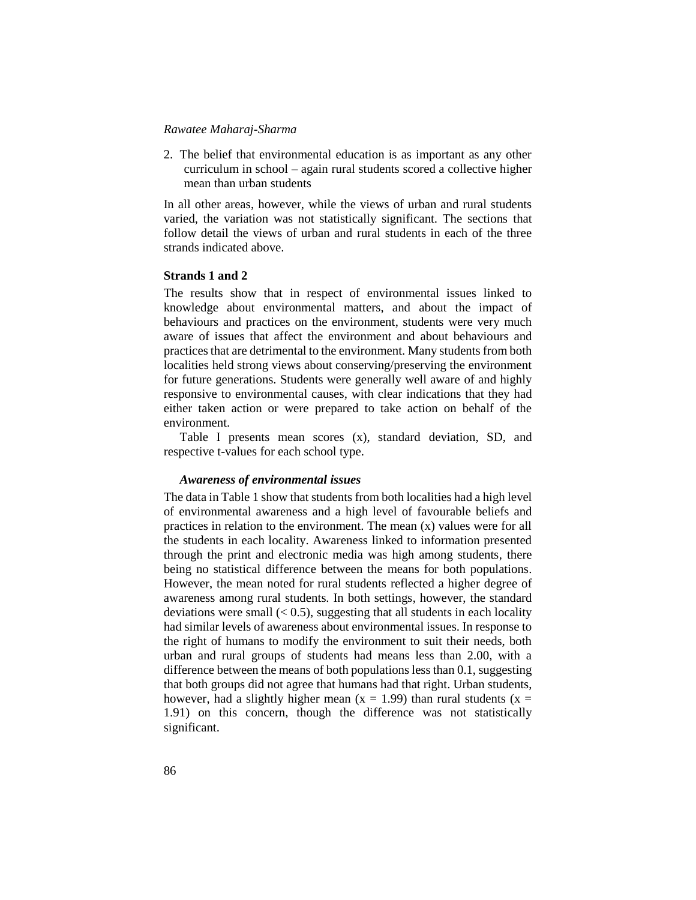2. The belief that environmental education is as important as any other curriculum in school – again rural students scored a collective higher mean than urban students

In all other areas, however, while the views of urban and rural students varied, the variation was not statistically significant. The sections that follow detail the views of urban and rural students in each of the three strands indicated above.

### Strands 1 and 2

The results show that in respect of environmental issues linked to knowledge about environmental matters, and about the impact of behaviours and practices on the environment, students were very much aware of issues that affect the environment and about behaviours and practices that are detrimental to the environment. Many students from both localities held strong views about conserving/preserving the environment for future generations. Students were generally well aware of and highly responsive to environmental causes, with clear indications that they had either taken action or were prepared to take action on behalf of the environment.

Table I presents mean scores (x), standard deviation, SD, and respective t-values for each school type.

#### *Awareness of environmental issues*

The data in Table 1 show that students from both localities had a high level of environmental awareness and a high level of favourable beliefs and practices in relation to the environment. The mean (x) values were for all the students in each locality. Awareness linked to information presented through the print and electronic media was high among students, there being no statistical difference between the means for both populations. However, the mean noted for rural students reflected a higher degree of awareness among rural students. In both settings, however, the standard deviations were small (< 0.5), suggesting that all students in each locality had similar levels of awareness about environmental issues. In response to the right of humans to modify the environment to suit their needs, both urban and rural groups of students had means less than 2.00, with a difference between the means of both populations less than 0.1, suggesting that both groups did not agree that humans had that right. Urban students, however, had a slightly higher mean ($x = 1.99$) than rural students ($x = 1.91$) on this concern, though the difference was not statistically significant.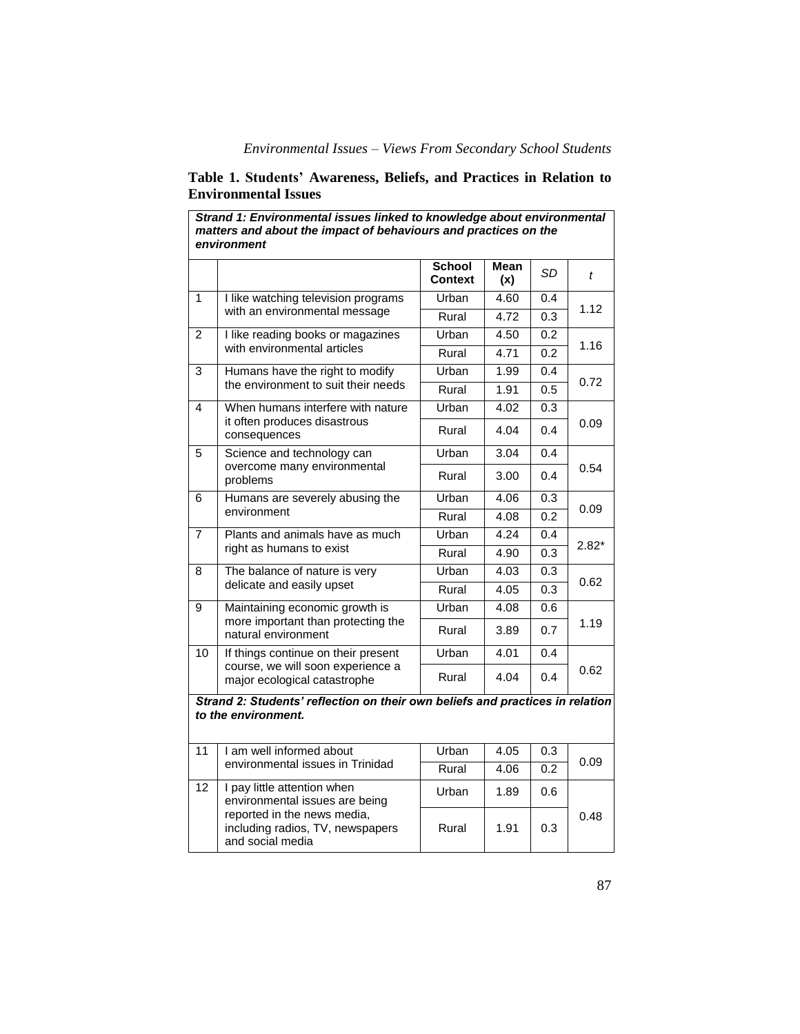**Table 1. Students' Awareness, Beliefs, and Practices in Relation to Environmental Issues**

| | | School Context | Mean (x) | *SD* | *t* |
|---|---|---|---|---|---|
| ***Strand 1: Environmental issues linked to knowledge about environmental matters and about the impact of behaviours and practices on the environment*** | | | | | |
| 1 | I like watching television programs with an environmental message | Urban | 4.60 | 0.4 | 1.12 |
| | | Rural | 4.72 | 0.3 | |
| 2 | I like reading books or magazines with environmental articles | Urban | 4.50 | 0.2 | 1.16 |
| | | Rural | 4.71 | 0.2 | |
| 3 | Humans have the right to modify the environment to suit their needs | Urban | 1.99 | 0.4 | 0.72 |
| | | Rural | 1.91 | 0.5 | |
| 4 | When humans interfere with nature it often produces disastrous consequences | Urban | 4.02 | 0.3 | 0.09 |
| | | Rural | 4.04 | 0.4 | |
| 5 | Science and technology can overcome many environmental problems | Urban | 3.04 | 0.4 | 0.54 |
| | | Rural | 3.00 | 0.4 | |
| 6 | Humans are severely abusing the environment | Urban | 4.06 | 0.3 | 0.09 |
| | | Rural | 4.08 | 0.2 | |
| 7 | Plants and animals have as much right as humans to exist | Urban | 4.24 | 0.4 | 2.82* |
| | | Rural | 4.90 | 0.3 | |
| 8 | The balance of nature is very delicate and easily upset | Urban | 4.03 | 0.3 | 0.62 |
| | | Rural | 4.05 | 0.3 | |
| 9 | Maintaining economic growth is more important than protecting the natural environment | Urban | 4.08 | 0.6 | 1.19 |
| | | Rural | 3.89 | 0.7 | |
| 10 | If things continue on their present course, we will soon experience a major ecological catastrophe | Urban | 4.01 | 0.4 | 0.62 |
| | | Rural | 4.04 | 0.4 | |
| ***Strand 2: Students' reflection on their own beliefs and practices in relation to the environment.*** | | | | | |
| 11 | I am well informed about environmental issues in Trinidad | Urban | 4.05 | 0.3 | 0.09 |
| | | Rural | 4.06 | 0.2 | |
| 12 | I pay little attention when environmental issues are being reported in the news media, including radios, TV, newspapers and social media | Urban | 1.89 | 0.6 | 0.48 |
| | | Rural | 1.91 | 0.3 | |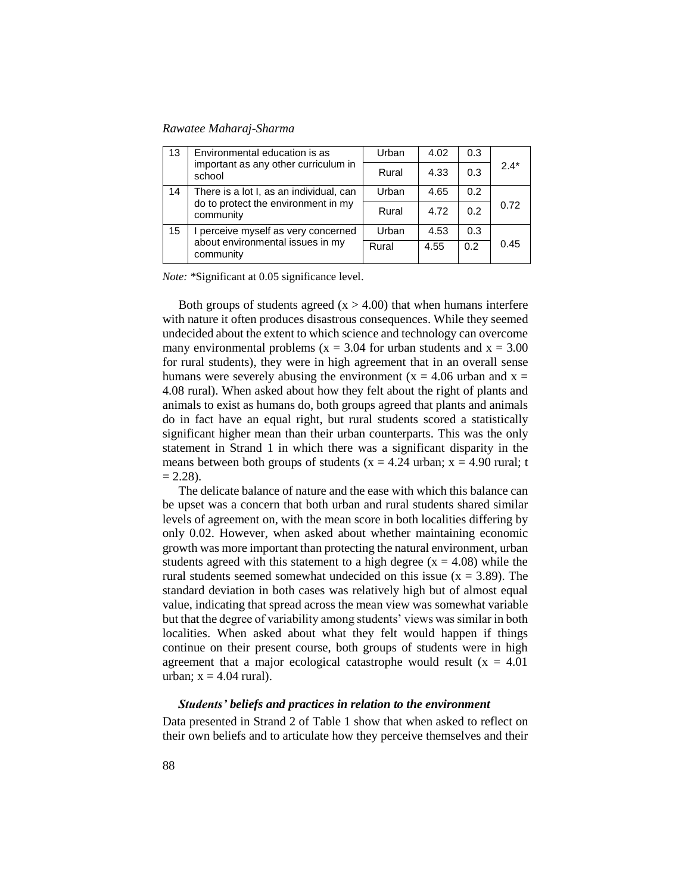| 13 | Environmental education is as important as any other curriculum in school | Urban | 4.02 | 0.3 | 2.4* |
|---|---|---|---|---|---|
| | | Rural | 4.33 | 0.3 | |
| 14 | There is a lot I, as an individual, can do to protect the environment in my community | Urban | 4.65 | 0.2 | 0.72 |
| | | Rural | 4.72 | 0.2 | |
| 15 | I perceive myself as very concerned about environmental issues in my community | Urban | 4.53 | 0.3 | 0.45 |
| | | Rural | 4.55 | 0.2 | |

*Note:* *Significant at 0.05 significance level.

Both groups of students agreed ($x > 4.00$) that when humans interfere with nature it often produces disastrous consequences. While they seemed undecided about the extent to which science and technology can overcome many environmental problems ($x = 3.04$ for urban students and $x = 3.00$ for rural students), they were in high agreement that in an overall sense humans were severely abusing the environment ($x = 4.06$ urban and $x = 4.08$ rural). When asked about how they felt about the right of plants and animals to exist as humans do, both groups agreed that plants and animals do in fact have an equal right, but rural students scored a statistically significant higher mean than their urban counterparts. This was the only statement in Strand 1 in which there was a significant disparity in the means between both groups of students ($x = 4.24$ urban; $x = 4.90$ rural; $t = 2.28$).

The delicate balance of nature and the ease with which this balance can be upset was a concern that both urban and rural students shared similar levels of agreement on, with the mean score in both localities differing by only 0.02. However, when asked about whether maintaining economic growth was more important than protecting the natural environment, urban students agreed with this statement to a high degree ($x = 4.08$) while the rural students seemed somewhat undecided on this issue ($x = 3.89$). The standard deviation in both cases was relatively high but of almost equal value, indicating that spread across the mean view was somewhat variable but that the degree of variability among students' views was similar in both localities. When asked about what they felt would happen if things continue on their present course, both groups of students were in high agreement that a major ecological catastrophe would result ($x = 4.01$ urban; $x = 4.04$ rural).

### *Students' beliefs and practices in relation to the environment*

Data presented in Strand 2 of Table 1 show that when asked to reflect on their own beliefs and to articulate how they perceive themselves and their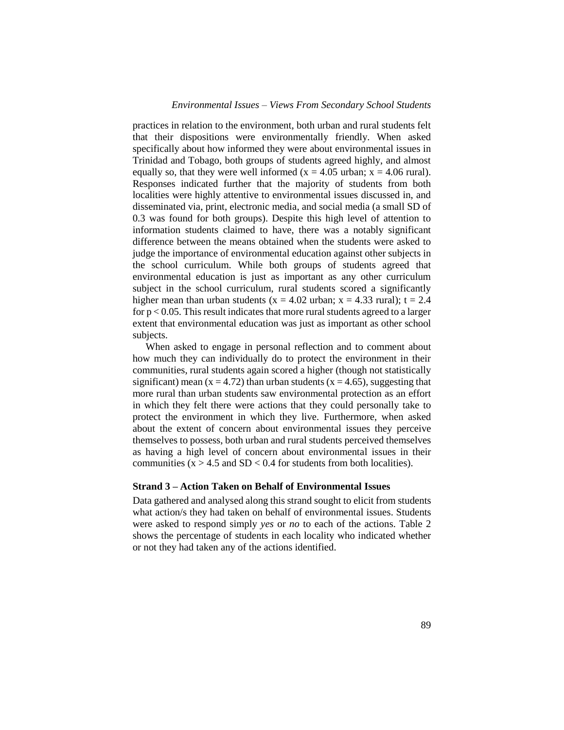practices in relation to the environment, both urban and rural students felt that their dispositions were environmentally friendly. When asked specifically about how informed they were about environmental issues in Trinidad and Tobago, both groups of students agreed highly, and almost equally so, that they were well informed ($x = 4.05$ urban; $x = 4.06$ rural). Responses indicated further that the majority of students from both localities were highly attentive to environmental issues discussed in, and disseminated via, print, electronic media, and social media (a small SD of 0.3 was found for both groups). Despite this high level of attention to information students claimed to have, there was a notably significant difference between the means obtained when the students were asked to judge the importance of environmental education against other subjects in the school curriculum. While both groups of students agreed that environmental education is just as important as any other curriculum subject in the school curriculum, rural students scored a significantly higher mean than urban students ($x = 4.02$ urban; $x = 4.33$ rural); $t = 2.4$ for $p < 0.05$. This result indicates that more rural students agreed to a larger extent that environmental education was just as important as other school subjects.

When asked to engage in personal reflection and to comment about how much they can individually do to protect the environment in their communities, rural students again scored a higher (though not statistically significant) mean ($x = 4.72$) than urban students ($x = 4.65$), suggesting that more rural than urban students saw environmental protection as an effort in which they felt there were actions that they could personally take to protect the environment in which they live. Furthermore, when asked about the extent of concern about environmental issues they perceive themselves to possess, both urban and rural students perceived themselves as having a high level of concern about environmental issues in their communities ($x > 4.5$ and $SD < 0.4$ for students from both localities).

### Strand 3 – Action Taken on Behalf of Environmental Issues

Data gathered and analysed along this strand sought to elicit from students what action/s they had taken on behalf of environmental issues. Students were asked to respond simply *yes* or *no* to each of the actions. Table 2 shows the percentage of students in each locality who indicated whether or not they had taken any of the actions identified.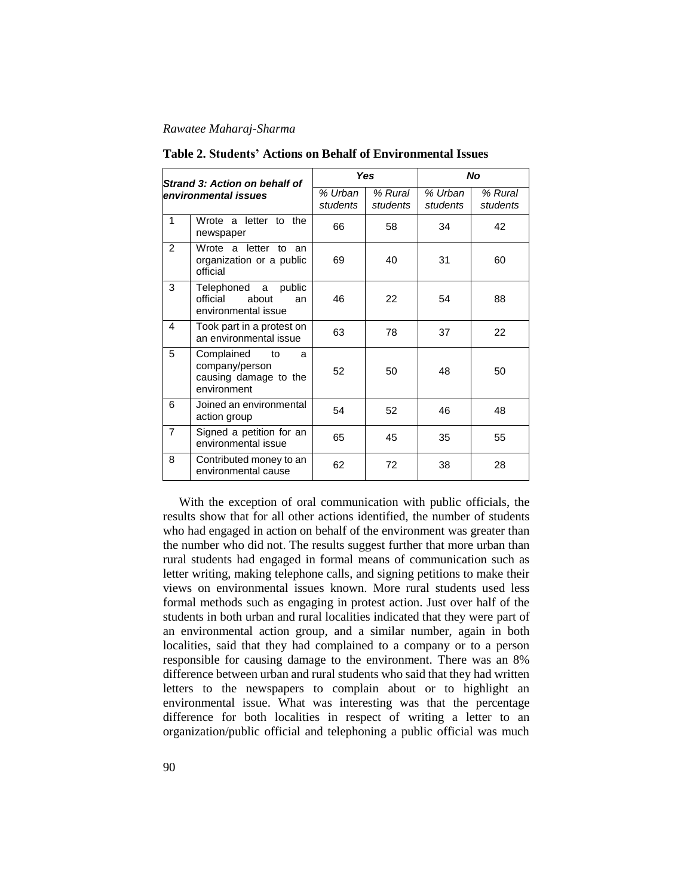**Table 2. Students' Actions on Behalf of Environmental Issues**

| *Strand 3: Action on behalf of environmental issues* | | *Yes* | | *No* | |
|---|---|---|---|---|---|
| | | *% Urban students* | *% Rural students* | *% Urban students* | *% Rural students* |
| 1 | Wrote a letter to the newspaper | 66 | 58 | 34 | 42 |
| 2 | Wrote a letter to an organization or a public official | 69 | 40 | 31 | 60 |
| 3 | Telephoned a public official about an environmental issue | 46 | 22 | 54 | 88 |
| 4 | Took part in a protest on an environmental issue | 63 | 78 | 37 | 22 |
| 5 | Complained to a company/person causing damage to the environment | 52 | 50 | 48 | 50 |
| 6 | Joined an environmental action group | 54 | 52 | 46 | 48 |
| 7 | Signed a petition for an environmental issue | 65 | 45 | 35 | 55 |
| 8 | Contributed money to an environmental cause | 62 | 72 | 38 | 28 |

With the exception of oral communication with public officials, the results show that for all other actions identified, the number of students who had engaged in action on behalf of the environment was greater than the number who did not. The results suggest further that more urban than rural students had engaged in formal means of communication such as letter writing, making telephone calls, and signing petitions to make their views on environmental issues known. More rural students used less formal methods such as engaging in protest action. Just over half of the students in both urban and rural localities indicated that they were part of an environmental action group, and a similar number, again in both localities, said that they had complained to a company or to a person responsible for causing damage to the environment. There was an 8% difference between urban and rural students who said that they had written letters to the newspapers to complain about or to highlight an environmental issue. What was interesting was that the percentage difference for both localities in respect of writing a letter to an organization/public official and telephoning a public official was much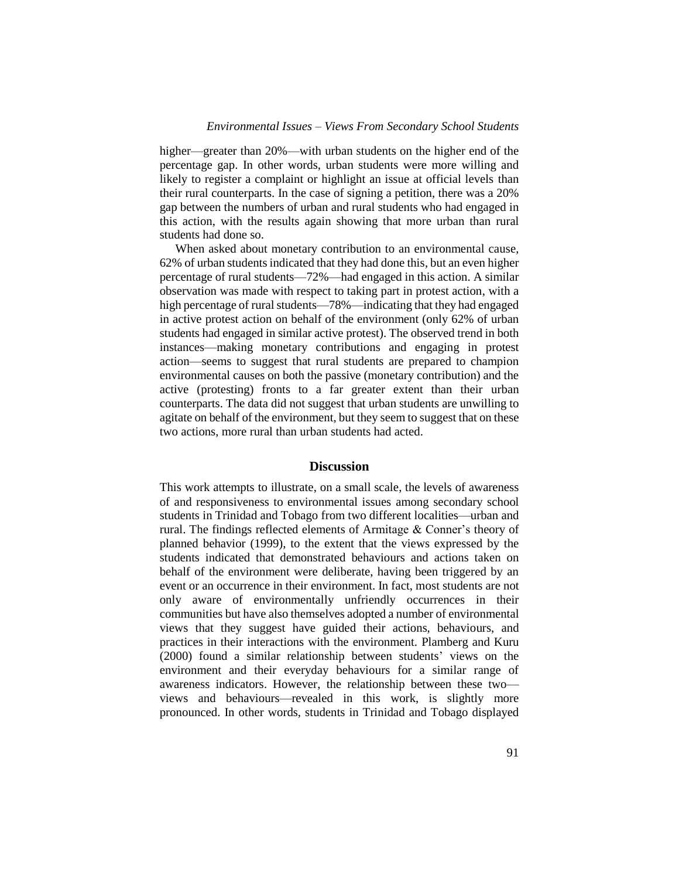higher—greater than 20%—with urban students on the higher end of the percentage gap. In other words, urban students were more willing and likely to register a complaint or highlight an issue at official levels than their rural counterparts. In the case of signing a petition, there was a 20% gap between the numbers of urban and rural students who had engaged in this action, with the results again showing that more urban than rural students had done so.

When asked about monetary contribution to an environmental cause, 62% of urban students indicated that they had done this, but an even higher percentage of rural students—72%—had engaged in this action. A similar observation was made with respect to taking part in protest action, with a high percentage of rural students—78%—indicating that they had engaged in active protest action on behalf of the environment (only 62% of urban students had engaged in similar active protest). The observed trend in both instances—making monetary contributions and engaging in protest action—seems to suggest that rural students are prepared to champion environmental causes on both the passive (monetary contribution) and the active (protesting) fronts to a far greater extent than their urban counterparts. The data did not suggest that urban students are unwilling to agitate on behalf of the environment, but they seem to suggest that on these two actions, more rural than urban students had acted.

## Discussion

This work attempts to illustrate, on a small scale, the levels of awareness of and responsiveness to environmental issues among secondary school students in Trinidad and Tobago from two different localities—urban and rural. The findings reflected elements of Armitage & Conner's theory of planned behavior (1999), to the extent that the views expressed by the students indicated that demonstrated behaviours and actions taken on behalf of the environment were deliberate, having been triggered by an event or an occurrence in their environment. In fact, most students are not only aware of environmentally unfriendly occurrences in their communities but have also themselves adopted a number of environmental views that they suggest have guided their actions, behaviours, and practices in their interactions with the environment. Plamberg and Kuru (2000) found a similar relationship between students' views on the environment and their everyday behaviours for a similar range of awareness indicators. However, the relationship between these two—views and behaviours—revealed in this work, is slightly more pronounced. In other words, students in Trinidad and Tobago displayed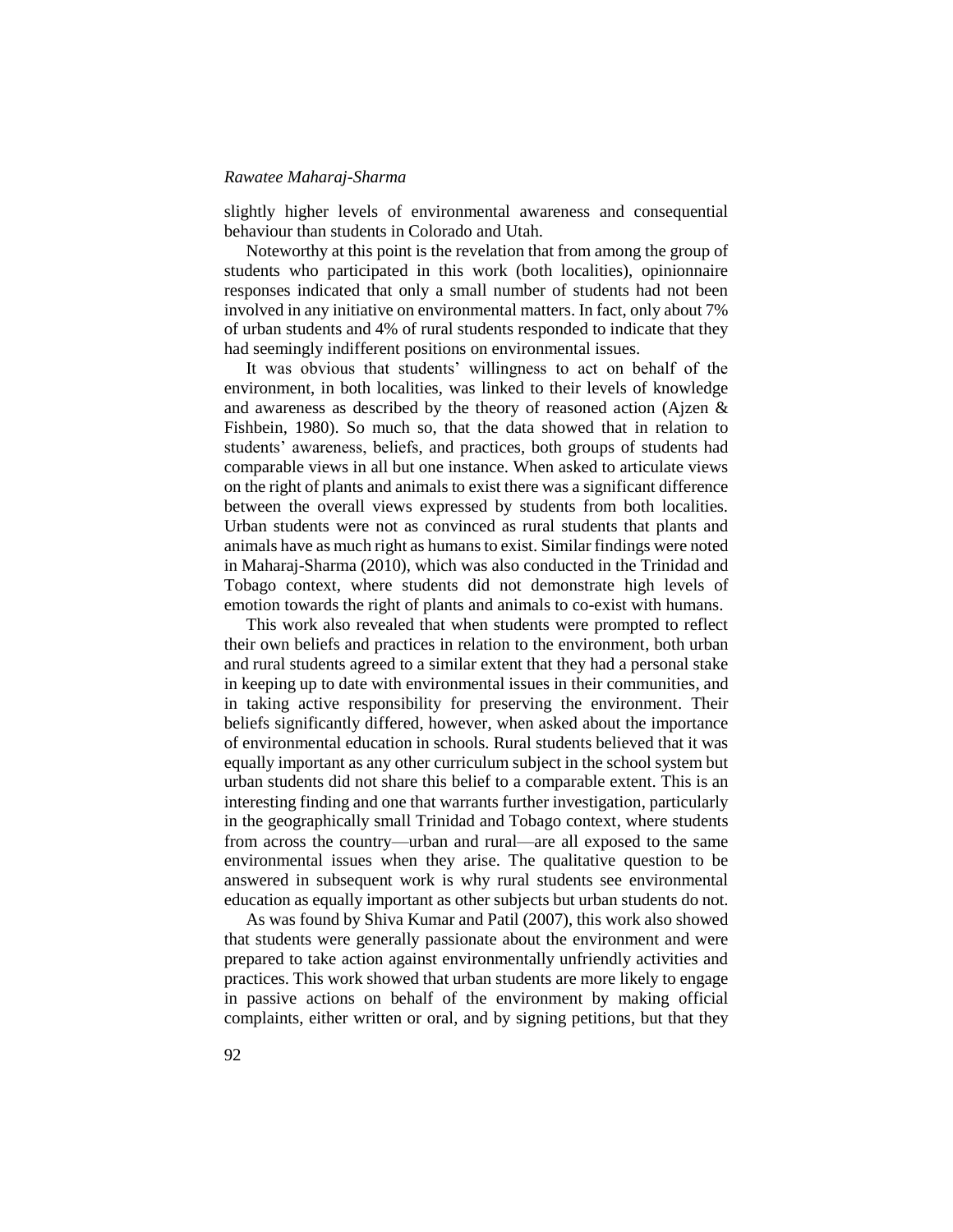slightly higher levels of environmental awareness and consequential behaviour than students in Colorado and Utah.

Noteworthy at this point is the revelation that from among the group of students who participated in this work (both localities), opinionnaire responses indicated that only a small number of students had not been involved in any initiative on environmental matters. In fact, only about 7% of urban students and 4% of rural students responded to indicate that they had seemingly indifferent positions on environmental issues.

It was obvious that students' willingness to act on behalf of the environment, in both localities, was linked to their levels of knowledge and awareness as described by the theory of reasoned action (Ajzen & Fishbein, 1980). So much so, that the data showed that in relation to students' awareness, beliefs, and practices, both groups of students had comparable views in all but one instance. When asked to articulate views on the right of plants and animals to exist there was a significant difference between the overall views expressed by students from both localities. Urban students were not as convinced as rural students that plants and animals have as much right as humans to exist. Similar findings were noted in Maharaj-Sharma (2010), which was also conducted in the Trinidad and Tobago context, where students did not demonstrate high levels of emotion towards the right of plants and animals to co-exist with humans.

This work also revealed that when students were prompted to reflect their own beliefs and practices in relation to the environment, both urban and rural students agreed to a similar extent that they had a personal stake in keeping up to date with environmental issues in their communities, and in taking active responsibility for preserving the environment. Their beliefs significantly differed, however, when asked about the importance of environmental education in schools. Rural students believed that it was equally important as any other curriculum subject in the school system but urban students did not share this belief to a comparable extent. This is an interesting finding and one that warrants further investigation, particularly in the geographically small Trinidad and Tobago context, where students from across the country—urban and rural—are all exposed to the same environmental issues when they arise. The qualitative question to be answered in subsequent work is why rural students see environmental education as equally important as other subjects but urban students do not.

As was found by Shiva Kumar and Patil (2007), this work also showed that students were generally passionate about the environment and were prepared to take action against environmentally unfriendly activities and practices. This work showed that urban students are more likely to engage in passive actions on behalf of the environment by making official complaints, either written or oral, and by signing petitions, but that they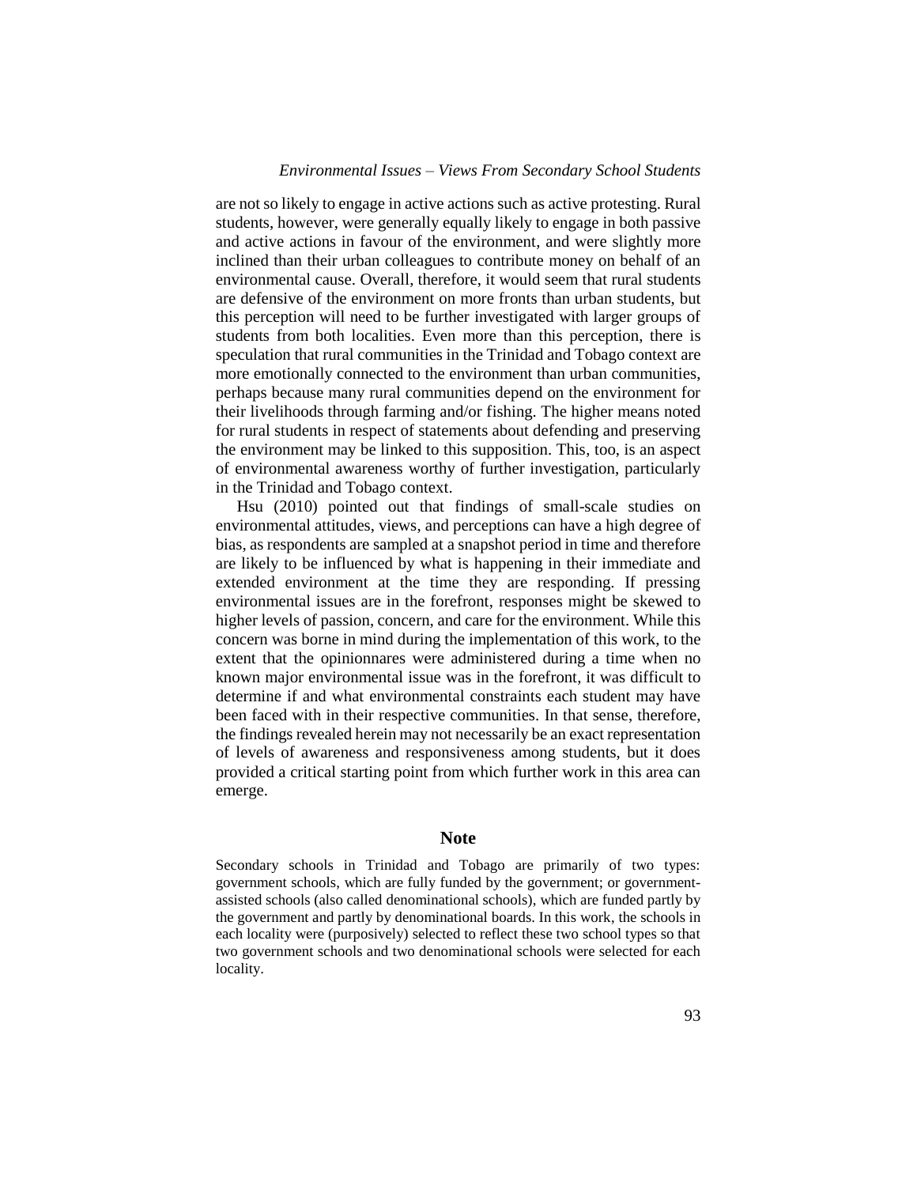are not so likely to engage in active actions such as active protesting. Rural students, however, were generally equally likely to engage in both passive and active actions in favour of the environment, and were slightly more inclined than their urban colleagues to contribute money on behalf of an environmental cause. Overall, therefore, it would seem that rural students are defensive of the environment on more fronts than urban students, but this perception will need to be further investigated with larger groups of students from both localities. Even more than this perception, there is speculation that rural communities in the Trinidad and Tobago context are more emotionally connected to the environment than urban communities, perhaps because many rural communities depend on the environment for their livelihoods through farming and/or fishing. The higher means noted for rural students in respect of statements about defending and preserving the environment may be linked to this supposition. This, too, is an aspect of environmental awareness worthy of further investigation, particularly in the Trinidad and Tobago context.

Hsu (2010) pointed out that findings of small-scale studies on environmental attitudes, views, and perceptions can have a high degree of bias, as respondents are sampled at a snapshot period in time and therefore are likely to be influenced by what is happening in their immediate and extended environment at the time they are responding. If pressing environmental issues are in the forefront, responses might be skewed to higher levels of passion, concern, and care for the environment. While this concern was borne in mind during the implementation of this work, to the extent that the opinionnares were administered during a time when no known major environmental issue was in the forefront, it was difficult to determine if and what environmental constraints each student may have been faced with in their respective communities. In that sense, therefore, the findings revealed herein may not necessarily be an exact representation of levels of awareness and responsiveness among students, but it does provided a critical starting point from which further work in this area can emerge.

## Note

Secondary schools in Trinidad and Tobago are primarily of two types: government schools, which are fully funded by the government; or government-assisted schools (also called denominational schools), which are funded partly by the government and partly by denominational boards. In this work, the schools in each locality were (purposively) selected to reflect these two school types so that two government schools and two denominational schools were selected for each locality.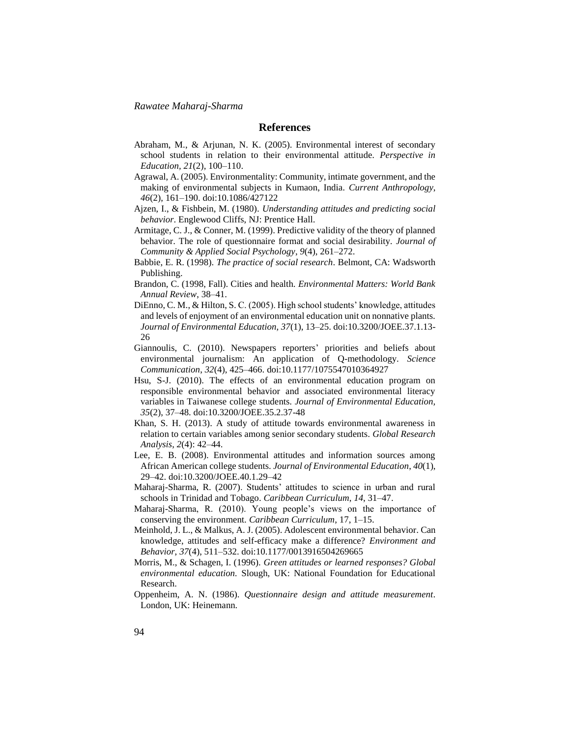## References

Abraham, M., & Arjunan, N. K. (2005). Environmental interest of secondary school students in relation to their environmental attitude. *Perspective in Education, 21*(2), 100–110.

Agrawal, A. (2005). Environmentality: Community, intimate government, and the making of environmental subjects in Kumaon, India. *Current Anthropology*, *46*(2), 161–190. doi:10.1086/427122

Ajzen, I., & Fishbein, M. (1980). *Understanding attitudes and predicting social behavior*. Englewood Cliffs, NJ: Prentice Hall.

Armitage, C. J., & Conner, M. (1999). Predictive validity of the theory of planned behavior. The role of questionnaire format and social desirability. *Journal of Community & Applied Social Psychology*, *9*(4), 261–272.

Babbie, E. R. (1998). *The practice of social research*. Belmont, CA: Wadsworth Publishing.

Brandon, C. (1998, Fall). Cities and health. *Environmental Matters: World Bank Annual Review*, 38–41.

DiEnno, C. M., & Hilton, S. C. (2005). High school students' knowledge, attitudes and levels of enjoyment of an environmental education unit on nonnative plants. *Journal of Environmental Education, 37*(1), 13–25. doi:10.3200/JOEE.37.1.13-26

Giannoulis, C. (2010). Newspapers reporters' priorities and beliefs about environmental journalism: An application of Q-methodology. *Science Communication*, *32*(4), 425–466. doi:10.1177/1075547010364927

Hsu, S-J. (2010). The effects of an environmental education program on responsible environmental behavior and associated environmental literacy variables in Taiwanese college students. *Journal of Environmental Education, 35*(2), 37–48. doi:10.3200/JOEE.35.2.37-48

Khan, S. H. (2013). A study of attitude towards environmental awareness in relation to certain variables among senior secondary students. *Global Research Analysis*, *2*(4): 42–44.

Lee, E. B. (2008). Environmental attitudes and information sources among African American college students. *Journal of Environmental Education*, *40*(1), 29–42. doi:10.3200/JOEE.40.1.29–42

Maharaj-Sharma, R. (2007). Students' attitudes to science in urban and rural schools in Trinidad and Tobago. *Caribbean Curriculum*, *14*, 31–47.

Maharaj-Sharma, R. (2010). Young people's views on the importance of conserving the environment. *Caribbean Curriculum*, 17, 1–15.

Meinhold, J. L., & Malkus, A. J. (2005). Adolescent environmental behavior. Can knowledge, attitudes and self-efficacy make a difference? *Environment and Behavior*, *37*(4), 511–532. doi:10.1177/0013916504269665

Morris, M., & Schagen, I. (1996). *Green attitudes or learned responses? Global environmental education.* Slough, UK: National Foundation for Educational Research.

Oppenheim, A. N. (1986). *Questionnaire design and attitude measurement*. London, UK: Heinemann.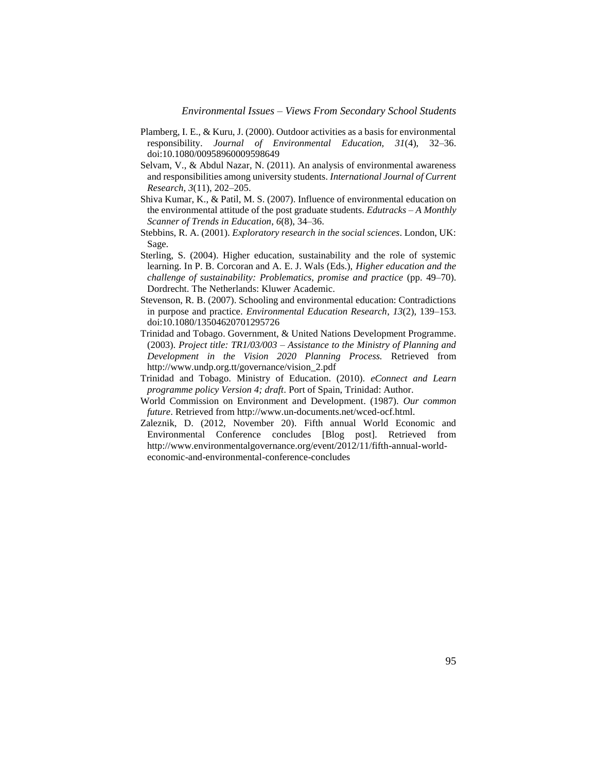Plamberg, I. E., & Kuru, J. (2000). Outdoor activities as a basis for environmental responsibility. *Journal of Environmental Education, 31*(4), 32–36. doi:10.1080/00958960009598649

Selvam, V., & Abdul Nazar, N. (2011). An analysis of environmental awareness and responsibilities among university students. *International Journal of Current Research*, *3*(11), 202–205.

Shiva Kumar, K., & Patil, M. S. (2007). Influence of environmental education on the environmental attitude of the post graduate students. *Edutracks – A Monthly Scanner of Trends in Education*, *6*(8), 34–36.

Stebbins, R. A. (2001). *Exploratory research in the social sciences*. London, UK: Sage.

Sterling, S. (2004). Higher education, sustainability and the role of systemic learning. In P. B. Corcoran and A. E. J. Wals (Eds.), *Higher education and the challenge of sustainability: Problematics, promise and practice* (pp. 49–70). Dordrecht. The Netherlands: Kluwer Academic.

Stevenson, R. B. (2007). Schooling and environmental education: Contradictions in purpose and practice. *Environmental Education Research*, *13*(2), 139–153. doi:10.1080/13504620701295726

Trinidad and Tobago. Government, & United Nations Development Programme. (2003). *Project title: TR1/03/003 – Assistance to the Ministry of Planning and Development in the Vision 2020 Planning Process.* Retrieved from http://www.undp.org.tt/governance/vision_2.pdf

Trinidad and Tobago. Ministry of Education. (2010). *eConnect and Learn programme policy Version 4; draft*. Port of Spain, Trinidad: Author.

World Commission on Environment and Development. (1987). *Our common future*. Retrieved from http://www.un-documents.net/wced-ocf.html.

Zaleznik, D. (2012, November 20). Fifth annual World Economic and Environmental Conference concludes [Blog post]. Retrieved from http://www.environmentalgovernance.org/event/2012/11/fifth-annual-world-economic-and-environmental-conference-concludes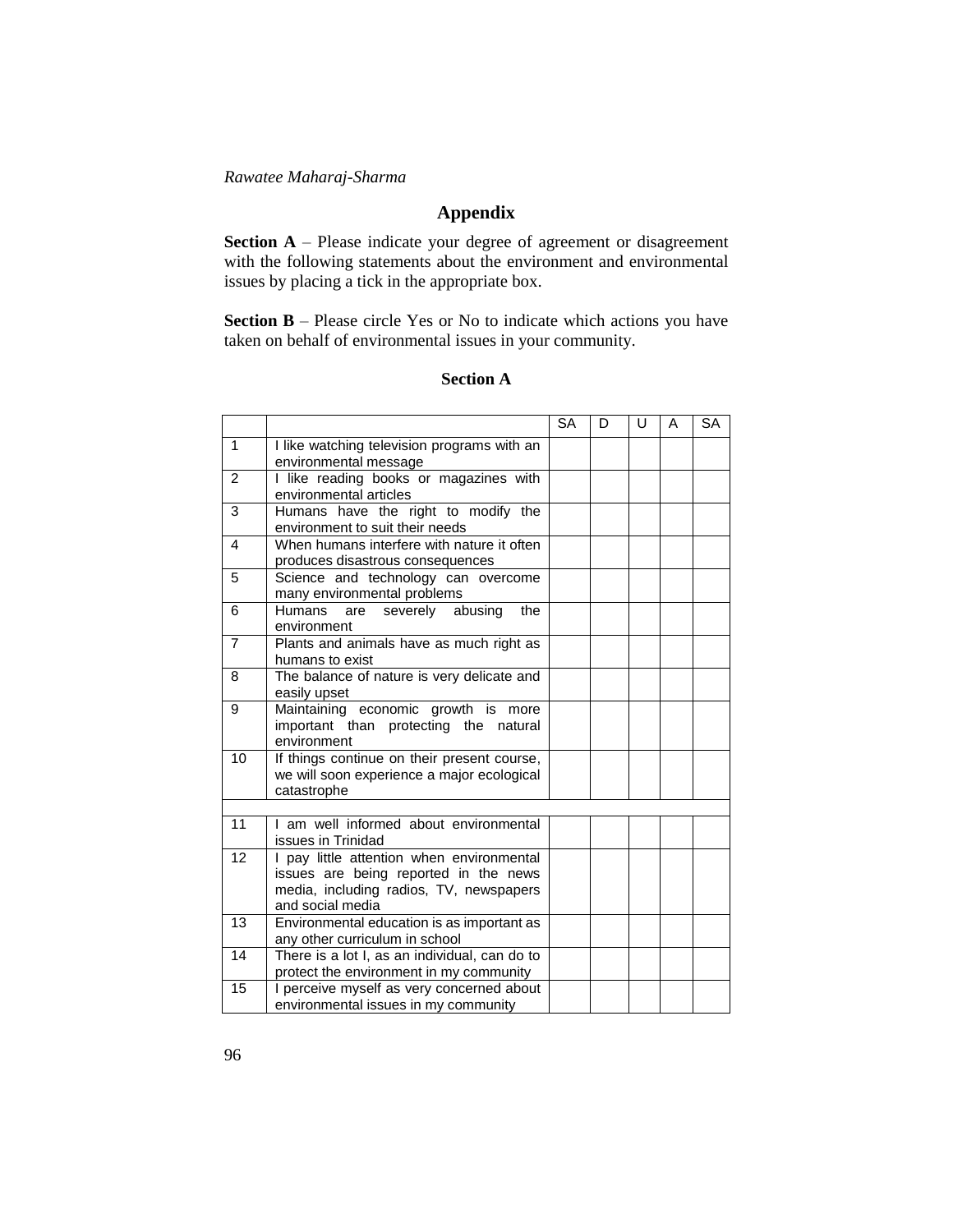## Appendix

**Section A** – Please indicate your degree of agreement or disagreement with the following statements about the environment and environmental issues by placing a tick in the appropriate box.

**Section B** – Please circle Yes or No to indicate which actions you have taken on behalf of environmental issues in your community.

### Section A

| | | SA | D | U | A | SA |
|---|---|---|---|---|---|---|
| 1 | I like watching television programs with an environmental message | | | | | |
| 2 | I like reading books or magazines with environmental articles | | | | | |
| 3 | Humans have the right to modify the environment to suit their needs | | | | | |
| 4 | When humans interfere with nature it often produces disastrous consequences | | | | | |
| 5 | Science and technology can overcome many environmental problems | | | | | |
| 6 | Humans are severely abusing the environment | | | | | |
| 7 | Plants and animals have as much right as humans to exist | | | | | |
| 8 | The balance of nature is very delicate and easily upset | | | | | |
| 9 | Maintaining economic growth is more important than protecting the natural environment | | | | | |
| 10 | If things continue on their present course, we will soon experience a major ecological catastrophe | | | | | |
| | | | | | | |
| 11 | I am well informed about environmental issues in Trinidad | | | | | |
| 12 | I pay little attention when environmental issues are being reported in the news media, including radios, TV, newspapers and social media | | | | | |
| 13 | Environmental education is as important as any other curriculum in school | | | | | |
| 14 | There is a lot I, as an individual, can do to protect the environment in my community | | | | | |
| 15 | I perceive myself as very concerned about environmental issues in my community | | | | | |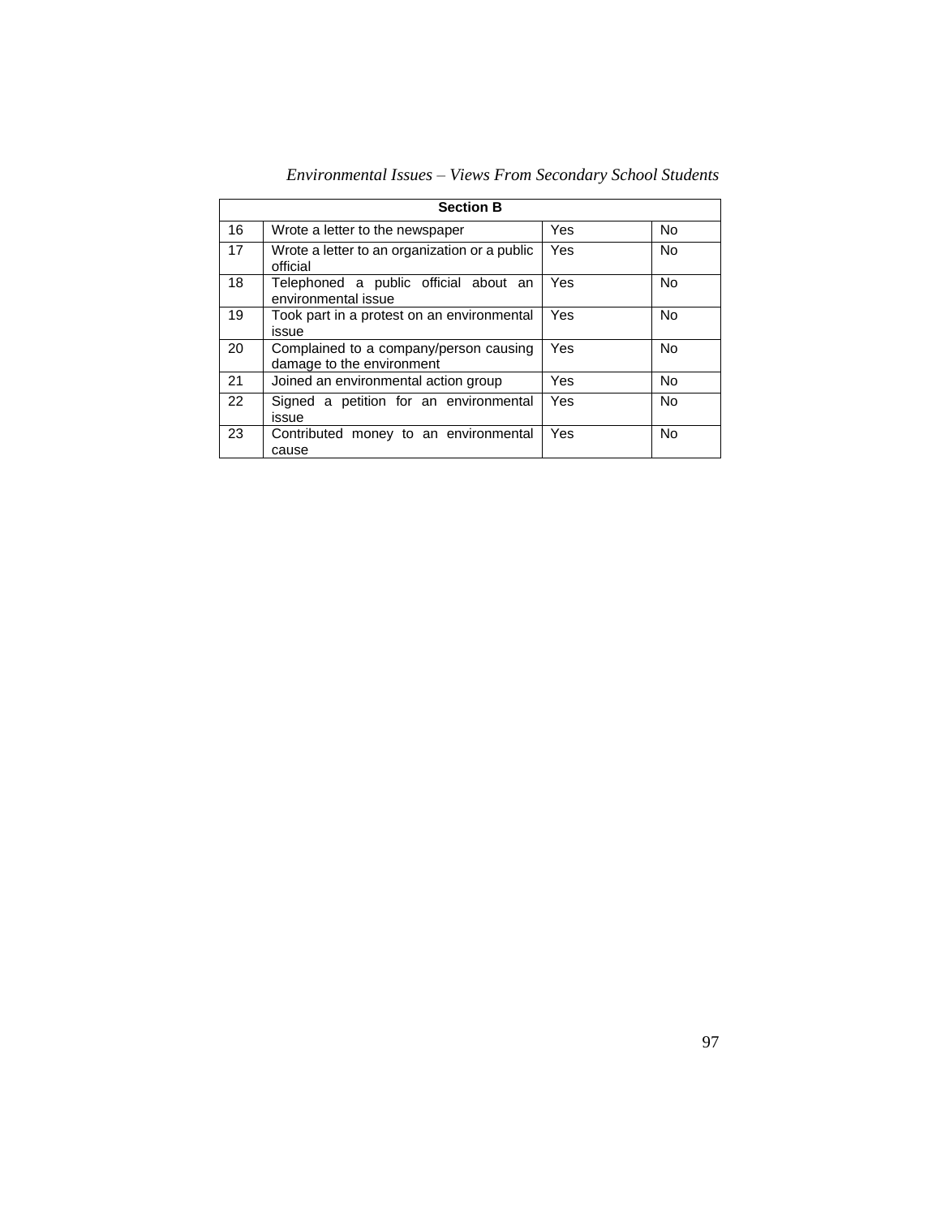| Section B | | | |
|---|---|---|---|
| 16 | Wrote a letter to the newspaper | Yes | No |
| 17 | Wrote a letter to an organization or a public official | Yes | No |
| 18 | Telephoned a public official about an environmental issue | Yes | No |
| 19 | Took part in a protest on an environmental issue | Yes | No |
| 20 | Complained to a company/person causing damage to the environment | Yes | No |
| 21 | Joined an environmental action group | Yes | No |
| 22 | Signed a petition for an environmental issue | Yes | No |
| 23 | Contributed money to an environmental cause | Yes | No |